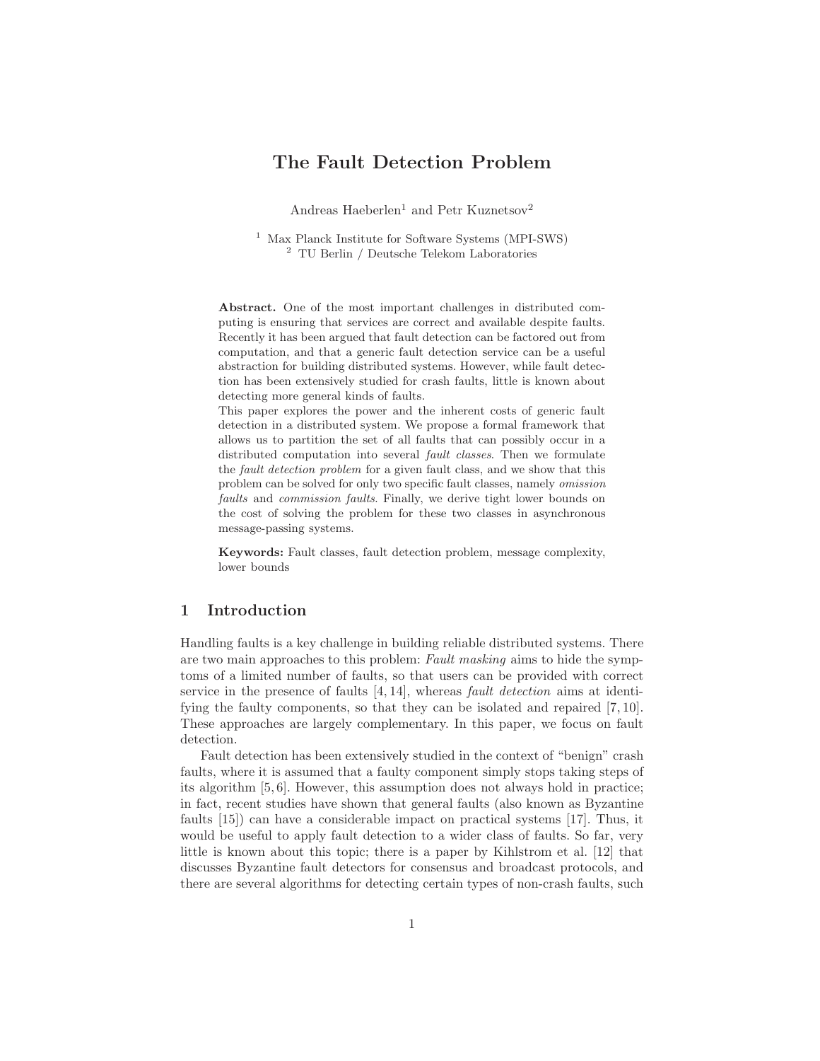# The Fault Detection Problem

Andreas Haeberlen[1] and Petr Kuznetsov[2]

[1] Max Planck Institute for Software Systems (MPI-SWS)
[2] TU Berlin / Deutsche Telekom Laboratories

**Abstract.** One of the most important challenges in distributed computing is ensuring that services are correct and available despite faults. Recently it has been argued that fault detection can be factored out from computation, and that a generic fault detection service can be a useful abstraction for building distributed systems. However, while fault detection has been extensively studied for crash faults, little is known about detecting more general kinds of faults.

This paper explores the power and the inherent costs of generic fault detection in a distributed system. We propose a formal framework that allows us to partition the set of all faults that can possibly occur in a distributed computation into several *fault classes*. Then we formulate the *fault detection problem* for a given fault class, and we show that this problem can be solved for only two specific fault classes, namely *omission faults* and *commission faults*. Finally, we derive tight lower bounds on the cost of solving the problem for these two classes in asynchronous message-passing systems.

**Keywords:** Fault classes, fault detection problem, message complexity, lower bounds

## 1 Introduction

Handling faults is a key challenge in building reliable distributed systems. There are two main approaches to this problem: *Fault masking* aims to hide the symptoms of a limited number of faults, so that users can be provided with correct service in the presence of faults [4, 14], whereas *fault detection* aims at identifying the faulty components, so that they can be isolated and repaired [7, 10]. These approaches are largely complementary. In this paper, we focus on fault detection.

Fault detection has been extensively studied in the context of "benign" crash faults, where it is assumed that a faulty component simply stops taking steps of its algorithm [5, 6]. However, this assumption does not always hold in practice; in fact, recent studies have shown that general faults (also known as Byzantine faults [15]) can have a considerable impact on practical systems [17]. Thus, it would be useful to apply fault detection to a wider class of faults. So far, very little is known about this topic; there is a paper by Kihlstrom et al. [12] that discusses Byzantine fault detectors for consensus and broadcast protocols, and there are several algorithms for detecting certain types of non-crash faults, such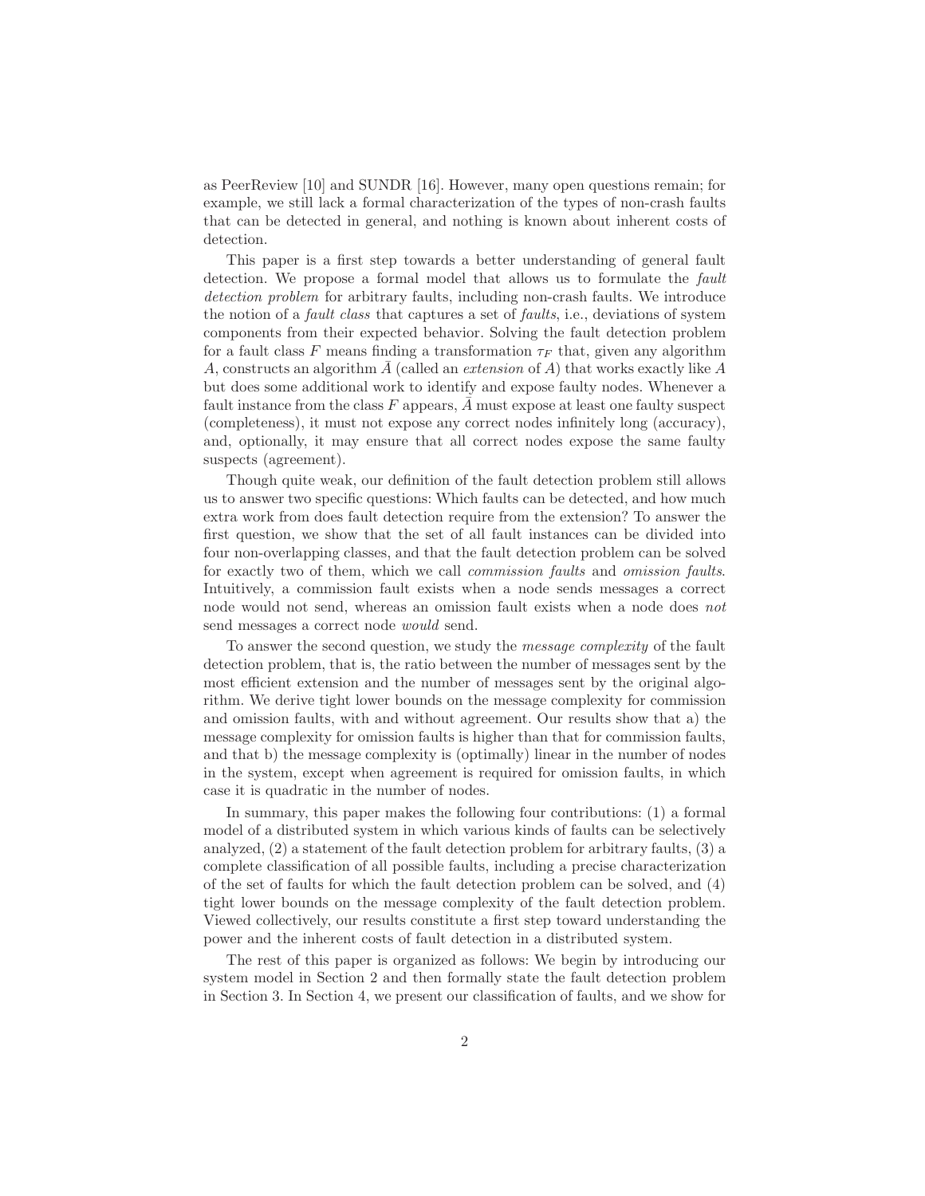as PeerReview [10] and SUNDR [16]. However, many open questions remain; for example, we still lack a formal characterization of the types of non-crash faults that can be detected in general, and nothing is known about inherent costs of detection.

This paper is a first step towards a better understanding of general fault detection. We propose a formal model that allows us to formulate the *fault detection problem* for arbitrary faults, including non-crash faults. We introduce the notion of a *fault class* that captures a set of *faults*, i.e., deviations of system components from their expected behavior. Solving the fault detection problem for a fault class $F$ means finding a transformation $\tau_F$ that, given any algorithm $A$, constructs an algorithm $\bar{A}$ (called an *extension* of $A$) that works exactly like $A$ but does some additional work to identify and expose faulty nodes. Whenever a fault instance from the class $F$ appears, $\bar{A}$ must expose at least one faulty suspect (completeness), it must not expose any correct nodes infinitely long (accuracy), and, optionally, it may ensure that all correct nodes expose the same faulty suspects (agreement).

Though quite weak, our definition of the fault detection problem still allows us to answer two specific questions: Which faults can be detected, and how much extra work from does fault detection require from the extension? To answer the first question, we show that the set of all fault instances can be divided into four non-overlapping classes, and that the fault detection problem can be solved for exactly two of them, which we call *commission faults* and *omission faults*. Intuitively, a commission fault exists when a node sends messages a correct node would not send, whereas an omission fault exists when a node does *not* send messages a correct node *would* send.

To answer the second question, we study the *message complexity* of the fault detection problem, that is, the ratio between the number of messages sent by the most efficient extension and the number of messages sent by the original algorithm. We derive tight lower bounds on the message complexity for commission and omission faults, with and without agreement. Our results show that a) the message complexity for omission faults is higher than that for commission faults, and that b) the message complexity is (optimally) linear in the number of nodes in the system, except when agreement is required for omission faults, in which case it is quadratic in the number of nodes.

In summary, this paper makes the following four contributions: (1) a formal model of a distributed system in which various kinds of faults can be selectively analyzed, (2) a statement of the fault detection problem for arbitrary faults, (3) a complete classification of all possible faults, including a precise characterization of the set of faults for which the fault detection problem can be solved, and (4) tight lower bounds on the message complexity of the fault detection problem. Viewed collectively, our results constitute a first step toward understanding the power and the inherent costs of fault detection in a distributed system.

The rest of this paper is organized as follows: We begin by introducing our system model in Section 2 and then formally state the fault detection problem in Section 3. In Section 4, we present our classification of faults, and we show for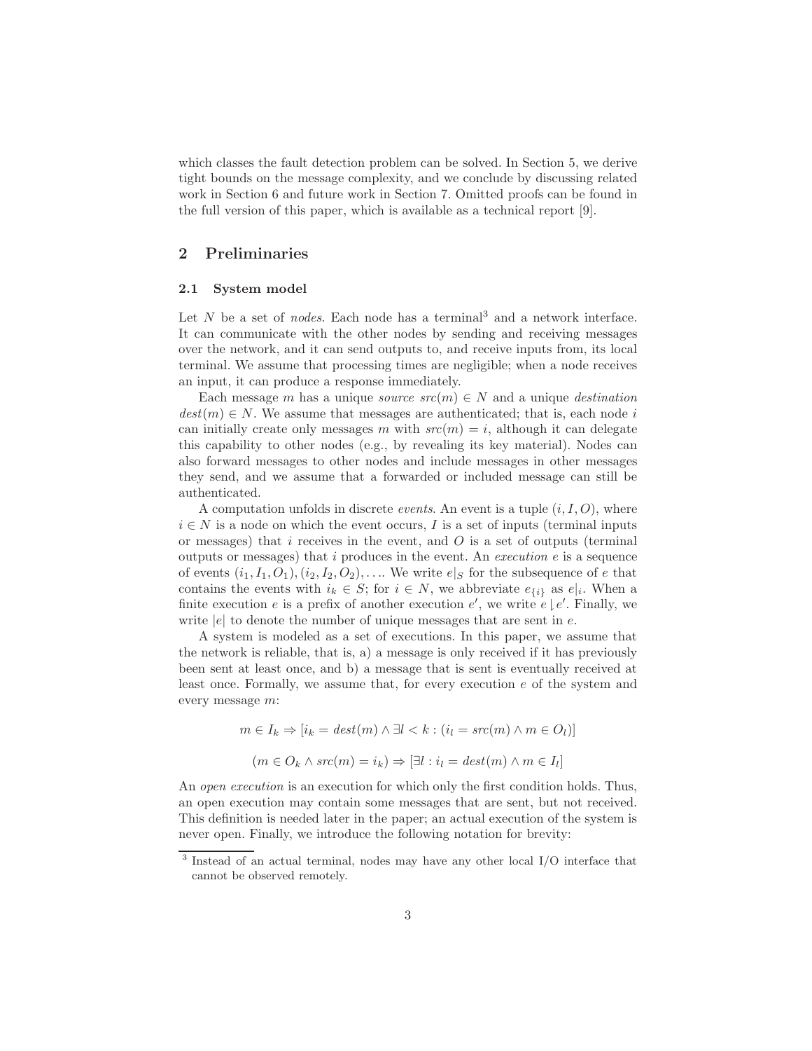which classes the fault detection problem can be solved. In Section 5, we derive tight bounds on the message complexity, and we conclude by discussing related work in Section 6 and future work in Section 7. Omitted proofs can be found in the full version of this paper, which is available as a technical report [9].

## 2 Preliminaries

### 2.1 System model

Let $N$ be a set of *nodes*. Each node has a terminal[3] and a network interface. It can communicate with the other nodes by sending and receiving messages over the network, and it can send outputs to, and receive inputs from, its local terminal. We assume that processing times are negligible; when a node receives an input, it can produce a response immediately.

Each message $m$ has a unique *source* $src(m) \in N$ and a unique *destination* $dest(m) \in N$. We assume that messages are authenticated; that is, each node $i$ can initially create only messages $m$ with $src(m) = i$, although it can delegate this capability to other nodes (e.g., by revealing its key material). Nodes can also forward messages to other nodes and include messages in other messages they send, and we assume that a forwarded or included message can still be authenticated.

A computation unfolds in discrete *events*. An event is a tuple $(i, I, O)$, where $i \in N$ is a node on which the event occurs, $I$ is a set of inputs (terminal inputs or messages) that $i$ receives in the event, and $O$ is a set of outputs (terminal outputs or messages) that $i$ produces in the event. An *execution* $e$ is a sequence of events $(i_1, I_1, O_1), (i_2, I_2, O_2), \ldots$. We write $e|_S$ for the subsequence of $e$ that contains the events with $i_k \in S$; for $i \in N$, we abbreviate $e_{\{i\}}$ as $e|_i$. When a finite execution $e$ is a prefix of another execution $e'$, we write $e \lfloor e'$. Finally, we write $|e|$ to denote the number of unique messages that are sent in $e$.

A system is modeled as a set of executions. In this paper, we assume that the network is reliable, that is, a) a message is only received if it has previously been sent at least once, and b) a message that is sent is eventually received at least once. Formally, we assume that, for every execution $e$ of the system and every message $m$:

$$m \in I_k \Rightarrow [i_k = dest(m) \wedge \exists l < k : (i_l = src(m) \wedge m \in O_l)]$$

$$(m \in O_k \wedge src(m) = i_k) \Rightarrow [\exists l : i_l = dest(m) \wedge m \in I_l]$$

An *open execution* is an execution for which only the first condition holds. Thus, an open execution may contain some messages that are sent, but not received. This definition is needed later in the paper; an actual execution of the system is never open. Finally, we introduce the following notation for brevity:

[3] Instead of an actual terminal, nodes may have any other local I/O interface that cannot be observed remotely.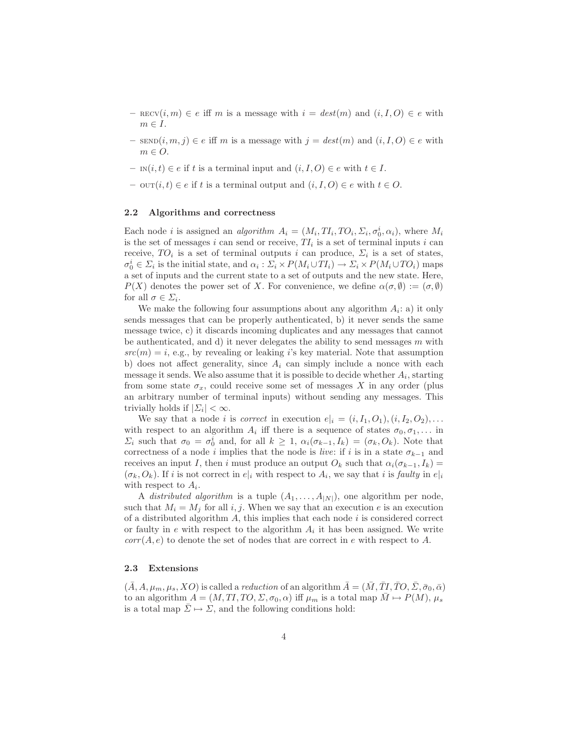- $\textsc{recv}(i, m) \in e$ iff $m$ is a message with $i = \mathit{dest}(m)$ and $(i, I, O) \in e$ with $m \in I$.
- $\textsc{send}(i, m, j) \in e$ iff $m$ is a message with $j = \mathit{dest}(m)$ and $(i, I, O) \in e$ with $m \in O$.
- $\textsc{in}(i, t) \in e$ if $t$ is a terminal input and $(i, I, O) \in e$ with $t \in I$.
- $\textsc{out}(i, t) \in e$ if $t$ is a terminal output and $(i, I, O) \in e$ with $t \in O$.

### 2.2 Algorithms and correctness

Each node $i$ is assigned an *algorithm* $A_i = (M_i, TI_i, TO_i, \Sigma_i, \sigma_0^i, \alpha_i)$, where $M_i$ is the set of messages $i$ can send or receive, $TI_i$ is a set of terminal inputs $i$ can receive, $TO_i$ is a set of terminal outputs $i$ can produce, $\Sigma_i$ is a set of states, $\sigma_0^i \in \Sigma_i$ is the initial state, and $\alpha_i : \Sigma_i \times P(M_i \cup TI_i) \rightarrow \Sigma_i \times P(M_i \cup TO_i)$ maps a set of inputs and the current state to a set of outputs and the new state. Here, $P(X)$ denotes the power set of $X$. For convenience, we define $\alpha(\sigma, \emptyset) := (\sigma, \emptyset)$ for all $\sigma \in \Sigma_i$.

We make the following four assumptions about any algorithm $A_i$: a) it only sends messages that can be properly authenticated, b) it never sends the same message twice, c) it discards incoming duplicates and any messages that cannot be authenticated, and d) it never delegates the ability to send messages $m$ with $\mathit{src}(m) = i$, e.g., by revealing or leaking $i$'s key material. Note that assumption b) does not affect generality, since $A_i$ can simply include a nonce with each message it sends. We also assume that it is possible to decide whether $A_i$, starting from some state $\sigma_x$, could receive some set of messages $X$ in any order (plus an arbitrary number of terminal inputs) without sending any messages. This trivially holds if $|\Sigma_i| < \infty$.

We say that a node $i$ is *correct* in execution $e|_i = (i, I_1, O_1), (i, I_2, O_2), \ldots$ with respect to an algorithm $A_i$ iff there is a sequence of states $\sigma_0, \sigma_1, \ldots$ in $\Sigma_i$ such that $\sigma_0 = \sigma_0^i$ and, for all $k \geq 1$, $\alpha_i(\sigma_{k-1}, I_k) = (\sigma_k, O_k)$. Note that correctness of a node $i$ implies that the node is *live*: if $i$ is in a state $\sigma_{k-1}$ and receives an input $I$, then $i$ must produce an output $O_k$ such that $\alpha_i(\sigma_{k-1}, I_k) = (\sigma_k, O_k)$. If $i$ is not correct in $e|_i$ with respect to $A_i$, we say that $i$ is *faulty* in $e|_i$ with respect to $A_i$.

A *distributed algorithm* is a tuple $(A_1, \ldots, A_{|N|})$, one algorithm per node, such that $M_i = M_j$ for all $i, j$. When we say that an execution $e$ is an execution of a distributed algorithm $A$, this implies that each node $i$ is considered correct or faulty in $e$ with respect to the algorithm $A_i$ it has been assigned. We write $\mathit{corr}(A, e)$ to denote the set of nodes that are correct in $e$ with respect to $A$.

### 2.3 Extensions

$(\bar{A}, A, \mu_m, \mu_s, XO)$ is called a *reduction* of an algorithm $\bar{A} = (\bar{M}, \bar{TI}, \bar{TO}, \bar{\Sigma}, \bar{\sigma}_0, \bar{\alpha})$ to an algorithm $A = (M, TI, TO, \Sigma, \sigma_0, \alpha)$ iff $\mu_m$ is a total map $\bar{M} \mapsto P(M)$, $\mu_s$ is a total map $\bar{\Sigma} \mapsto \Sigma$, and the following conditions hold: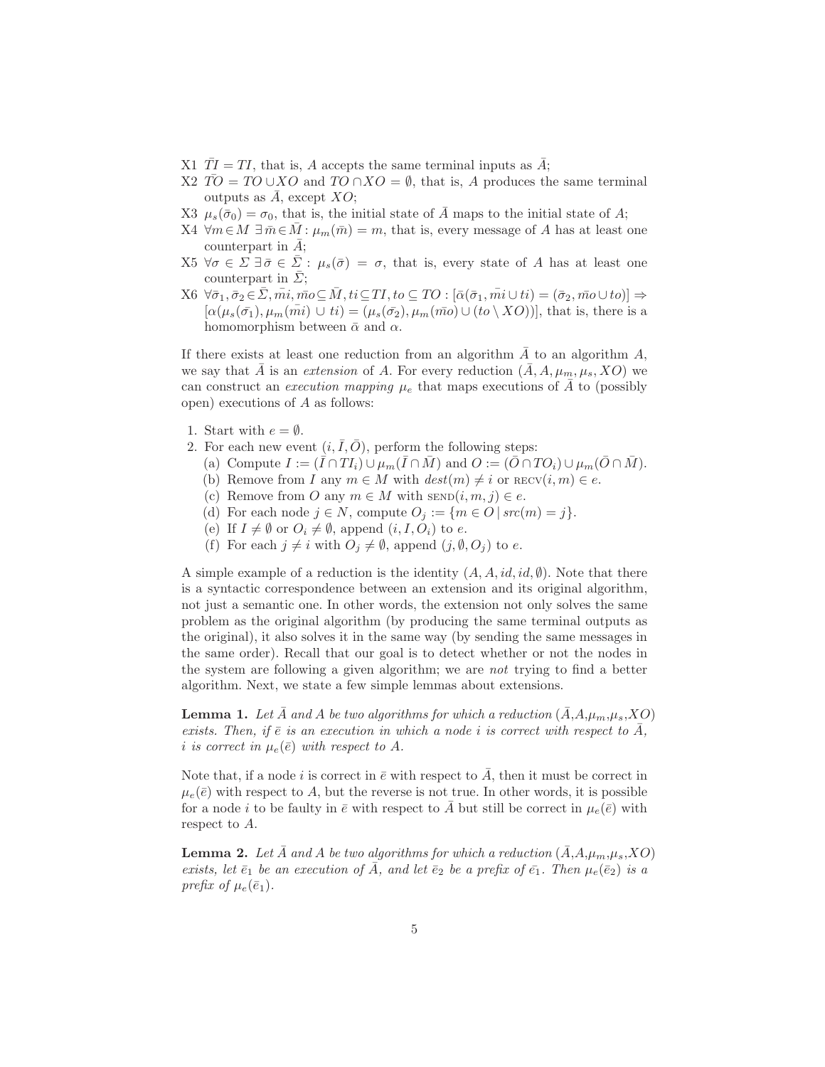X1 $\bar{TI} = TI$, that is, $A$ accepts the same terminal inputs as $\bar{A}$;

X2 $\bar{TO} = TO \cup XO$ and $TO \cap XO = \emptyset$, that is, $A$ produces the same terminal outputs as $\bar{A}$, except $XO$;

X3 $\mu_s(\bar{\sigma}_0) = \sigma_0$, that is, the initial state of $\bar{A}$ maps to the initial state of $A$;

X4 $\forall m \in M\ \exists \bar{m} \in \bar{M} : \mu_m(\bar{m}) = m$, that is, every message of $A$ has at least one counterpart in $\bar{A}$;

X5 $\forall \sigma \in \Sigma\ \exists \bar{\sigma} \in \bar{\Sigma} : \mu_s(\bar{\sigma}) = \sigma$, that is, every state of $A$ has at least one counterpart in $\bar{\Sigma}$;

X6 $\forall \bar{\sigma}_1, \bar{\sigma}_2 \in \bar{\Sigma}, \bar{mi}, \bar{mo} \subseteq \bar{M}, ti \subseteq TI, to \subseteq TO : [\bar{\alpha}(\bar{\sigma}_1, \bar{mi} \cup ti) = (\bar{\sigma}_2, \bar{mo} \cup to)] \Rightarrow [\alpha(\mu_s(\bar{\sigma_1}), \mu_m(\bar{mi}) \cup ti) = (\mu_s(\bar{\sigma_2}), \mu_m(\bar{mo}) \cup (to \setminus XO))]$, that is, there is a homomorphism between $\bar{\alpha}$ and $\alpha$.

If there exists at least one reduction from an algorithm $\bar{A}$ to an algorithm $A$, we say that $\bar{A}$ is an *extension* of $A$. For every reduction $(\bar{A}, A, \mu_m, \mu_s, XO)$ we can construct an *execution mapping* $\mu_e$ that maps executions of $\bar{A}$ to (possibly open) executions of $A$ as follows:

1. Start with $e = \emptyset$.
2. For each new event $(i, \bar{I}, \bar{O})$, perform the following steps:
   (a) Compute $I := (\bar{I} \cap TI_i) \cup \mu_m(\bar{I} \cap \bar{M})$ and $O := (\bar{O} \cap TO_i) \cup \mu_m(\bar{O} \cap \bar{M})$.
   (b) Remove from $I$ any $m \in M$ with $dest(m) \neq i$ or $\text{RECV}(i, m) \in e$.
   (c) Remove from $O$ any $m \in M$ with $\text{SEND}(i, m, j) \in e$.
   (d) For each node $j \in N$, compute $O_j := \{m \in O \mid src(m) = j\}$.
   (e) If $I \neq \emptyset$ or $O_i \neq \emptyset$, append $(i, I, O_i)$ to $e$.
   (f) For each $j \neq i$ with $O_j \neq \emptyset$, append $(j, \emptyset, O_j)$ to $e$.

A simple example of a reduction is the identity $(A, A, id, id, \emptyset)$. Note that there is a syntactic correspondence between an extension and its original algorithm, not just a semantic one. In other words, the extension not only solves the same problem as the original algorithm (by producing the same terminal outputs as the original), it also solves it in the same way (by sending the same messages in the same order). Recall that our goal is to detect whether or not the nodes in the system are following a given algorithm; we are *not* trying to find a better algorithm. Next, we state a few simple lemmas about extensions.

**Lemma 1.** *Let $\bar{A}$ and $A$ be two algorithms for which a reduction $(\bar{A}, A, \mu_m, \mu_s, XO)$ exists. Then, if $\bar{e}$ is an execution in which a node $i$ is correct with respect to $\bar{A}$, $i$ is correct in $\mu_e(\bar{e})$ with respect to $A$.*

Note that, if a node $i$ is correct in $\bar{e}$ with respect to $\bar{A}$, then it must be correct in $\mu_e(\bar{e})$ with respect to $A$, but the reverse is not true. In other words, it is possible for a node $i$ to be faulty in $\bar{e}$ with respect to $\bar{A}$ but still be correct in $\mu_e(\bar{e})$ with respect to $A$.

**Lemma 2.** *Let $\bar{A}$ and $A$ be two algorithms for which a reduction $(\bar{A}, A, \mu_m, \mu_s, XO)$ exists, let $\bar{e}_1$ be an execution of $\bar{A}$, and let $\bar{e}_2$ be a prefix of $\bar{e_1}$. Then $\mu_e(\bar{e}_2)$ is a prefix of $\mu_e(\bar{e}_1)$.*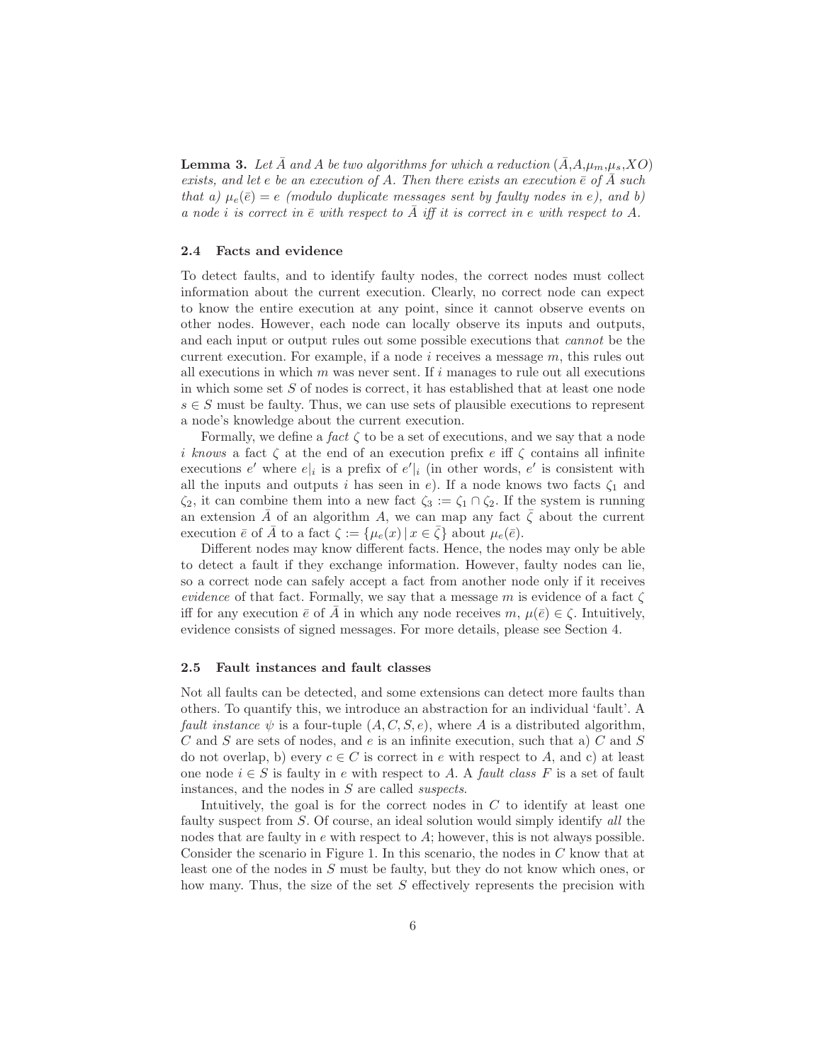**Lemma 3.** *Let $\bar{A}$ and $A$ be two algorithms for which a reduction $(\bar{A}, A, \mu_m, \mu_s, XO)$ exists, and let $e$ be an execution of $A$. Then there exists an execution $\bar{e}$ of $\bar{A}$ such that a) $\mu_e(\bar{e}) = e$ (modulo duplicate messages sent by faulty nodes in $e$), and b) a node $i$ is correct in $\bar{e}$ with respect to $\bar{A}$ iff it is correct in $e$ with respect to $A$.*

### 2.4 Facts and evidence

To detect faults, and to identify faulty nodes, the correct nodes must collect information about the current execution. Clearly, no correct node can expect to know the entire execution at any point, since it cannot observe events on other nodes. However, each node can locally observe its inputs and outputs, and each input or output rules out some possible executions that *cannot* be the current execution. For example, if a node $i$ receives a message $m$, this rules out all executions in which $m$ was never sent. If $i$ manages to rule out all executions in which some set $S$ of nodes is correct, it has established that at least one node $s \in S$ must be faulty. Thus, we can use sets of plausible executions to represent a node's knowledge about the current execution.

Formally, we define a *fact* $\zeta$ to be a set of executions, and we say that a node $i$ *knows* a fact $\zeta$ at the end of an execution prefix $e$ iff $\zeta$ contains all infinite executions $e'$ where $e|_i$ is a prefix of $e'|_i$ (in other words, $e'$ is consistent with all the inputs and outputs $i$ has seen in $e$). If a node knows two facts $\zeta_1$ and $\zeta_2$, it can combine them into a new fact $\zeta_3 := \zeta_1 \cap \zeta_2$. If the system is running an extension $\bar{A}$ of an algorithm $A$, we can map any fact $\bar{\zeta}$ about the current execution $\bar{e}$ of $\bar{A}$ to a fact $\zeta := \{\mu_e(x) \,|\, x \in \bar{\zeta}\}$ about $\mu_e(\bar{e})$.

Different nodes may know different facts. Hence, the nodes may only be able to detect a fault if they exchange information. However, faulty nodes can lie, so a correct node can safely accept a fact from another node only if it receives *evidence* of that fact. Formally, we say that a message $m$ is evidence of a fact $\zeta$ iff for any execution $\bar{e}$ of $\bar{A}$ in which any node receives $m$, $\mu(\bar{e}) \in \zeta$. Intuitively, evidence consists of signed messages. For more details, please see Section 4.

### 2.5 Fault instances and fault classes

Not all faults can be detected, and some extensions can detect more faults than others. To quantify this, we introduce an abstraction for an individual 'fault'. A *fault instance* $\psi$ is a four-tuple $(A, C, S, e)$, where $A$ is a distributed algorithm, $C$ and $S$ are sets of nodes, and $e$ is an infinite execution, such that a) $C$ and $S$ do not overlap, b) every $c \in C$ is correct in $e$ with respect to $A$, and c) at least one node $i \in S$ is faulty in $e$ with respect to $A$. A *fault class* $F$ is a set of fault instances, and the nodes in $S$ are called *suspects*.

Intuitively, the goal is for the correct nodes in $C$ to identify at least one faulty suspect from $S$. Of course, an ideal solution would simply identify *all* the nodes that are faulty in $e$ with respect to $A$; however, this is not always possible. Consider the scenario in Figure 1. In this scenario, the nodes in $C$ know that at least one of the nodes in $S$ must be faulty, but they do not know which ones, or how many. Thus, the size of the set $S$ effectively represents the precision with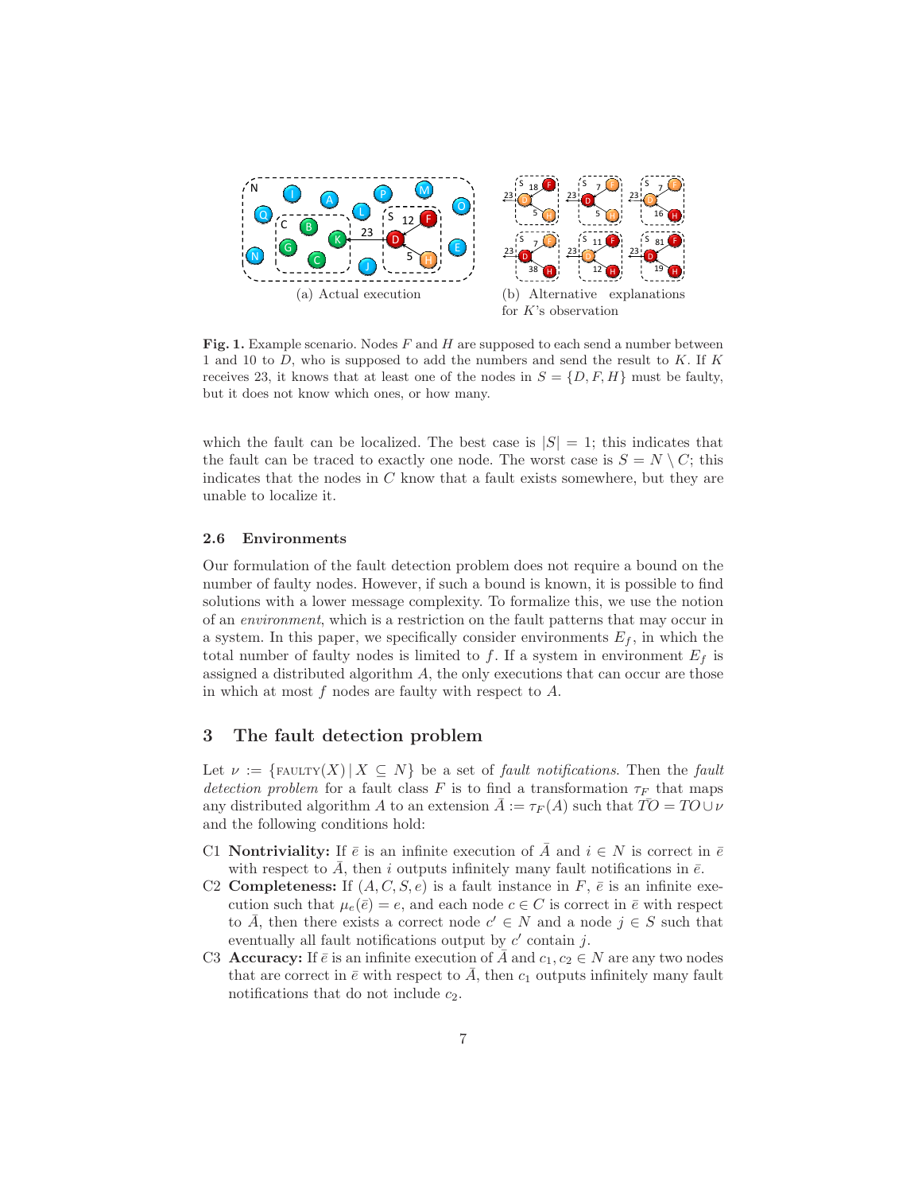(a) Actual execution

(b) Alternative explanations for $K$'s observation

**Fig. 1.** Example scenario. Nodes $F$ and $H$ are supposed to each send a number between 1 and 10 to $D$, who is supposed to add the numbers and send the result to $K$. If $K$ receives 23, it knows that at least one of the nodes in $S = \{D, F, H\}$ must be faulty, but it does not know which ones, or how many.

which the fault can be localized. The best case is $|S| = 1$; this indicates that the fault can be traced to exactly one node. The worst case is $S = N \setminus C$; this indicates that the nodes in $C$ know that a fault exists somewhere, but they are unable to localize it.

### 2.6 Environments

Our formulation of the fault detection problem does not require a bound on the number of faulty nodes. However, if such a bound is known, it is possible to find solutions with a lower message complexity. To formalize this, we use the notion of an *environment*, which is a restriction on the fault patterns that may occur in a system. In this paper, we specifically consider environments $E_f$, in which the total number of faulty nodes is limited to $f$. If a system in environment $E_f$ is assigned a distributed algorithm $A$, the only executions that can occur are those in which at most $f$ nodes are faulty with respect to $A$.

## 3 The fault detection problem

Let $\nu := \{\text{FAULTY}(X) \mid X \subseteq N\}$ be a set of *fault notifications*. Then the *fault detection problem* for a fault class $F$ is to find a transformation $\tau_F$ that maps any distributed algorithm $A$ to an extension $\bar{A} := \tau_F(A)$ such that $\bar{TO} = TO \cup \nu$ and the following conditions hold:

- C1 **Nontriviality:** If $\bar{e}$ is an infinite execution of $\bar{A}$ and $i \in N$ is correct in $\bar{e}$ with respect to $\bar{A}$, then $i$ outputs infinitely many fault notifications in $\bar{e}$.
- C2 **Completeness:** If $(A, C, S, e)$ is a fault instance in $F$, $\bar{e}$ is an infinite execution such that $\mu_e(\bar{e}) = e$, and each node $c \in C$ is correct in $\bar{e}$ with respect to $\bar{A}$, then there exists a correct node $c' \in N$ and a node $j \in S$ such that eventually all fault notifications output by $c'$ contain $j$.
- C3 **Accuracy:** If $\bar{e}$ is an infinite execution of $\bar{A}$ and $c_1, c_2 \in N$ are any two nodes that are correct in $\bar{e}$ with respect to $\bar{A}$, then $c_1$ outputs infinitely many fault notifications that do not include $c_2$.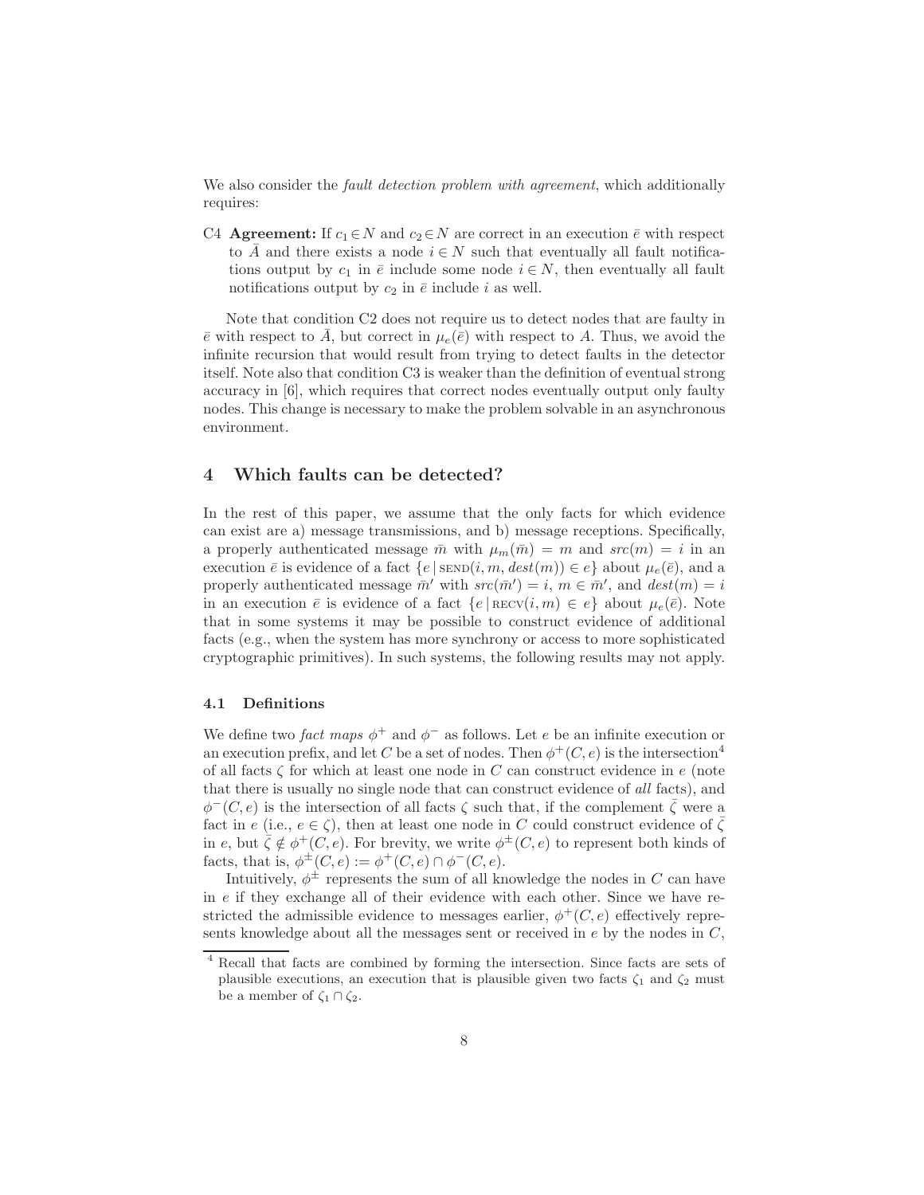We also consider the *fault detection problem with agreement*, which additionally requires:

C4 **Agreement:** If $c_1 \in N$ and $c_2 \in N$ are correct in an execution $\bar{e}$ with respect to $\bar{A}$ and there exists a node $i \in N$ such that eventually all fault notifications output by $c_1$ in $\bar{e}$ include some node $i \in N$, then eventually all fault notifications output by $c_2$ in $\bar{e}$ include $i$ as well.

Note that condition C2 does not require us to detect nodes that are faulty in $\bar{e}$ with respect to $\bar{A}$, but correct in $\mu_e(\bar{e})$ with respect to $A$. Thus, we avoid the infinite recursion that would result from trying to detect faults in the detector itself. Note also that condition C3 is weaker than the definition of eventual strong accuracy in [6], which requires that correct nodes eventually output only faulty nodes. This change is necessary to make the problem solvable in an asynchronous environment.

## 4 Which faults can be detected?

In the rest of this paper, we assume that the only facts for which evidence can exist are a) message transmissions, and b) message receptions. Specifically, a properly authenticated message $\bar{m}$ with $\mu_m(\bar{m}) = m$ and $src(m) = i$ in an execution $\bar{e}$ is evidence of a fact $\{e \,|\, \textsc{send}(i, m, dest(m)) \in e\}$ about $\mu_e(\bar{e})$, and a properly authenticated message $\bar{m}'$ with $src(\bar{m}') = i$, $m \in \bar{m}'$, and $dest(m) = i$ in an execution $\bar{e}$ is evidence of a fact $\{e \,|\, \textsc{recv}(i, m) \in e\}$ about $\mu_e(\bar{e})$. Note that in some systems it may be possible to construct evidence of additional facts (e.g., when the system has more synchrony or access to more sophisticated cryptographic primitives). In such systems, the following results may not apply.

### 4.1 Definitions

We define two *fact maps* $\phi^+$ and $\phi^-$ as follows. Let $e$ be an infinite execution or an execution prefix, and let $C$ be a set of nodes. Then $\phi^+(C, e)$ is the intersection[4] of all facts $\zeta$ for which at least one node in $C$ can construct evidence in $e$ (note that there is usually no single node that can construct evidence of *all* facts), and $\phi^-(C, e)$ is the intersection of all facts $\zeta$ such that, if the complement $\bar{\zeta}$ were a fact in $e$ (i.e., $e \in \zeta$), then at least one node in $C$ could construct evidence of $\bar{\zeta}$ in $e$, but $\bar{\zeta} \notin \phi^+(C, e)$. For brevity, we write $\phi^\pm(C, e)$ to represent both kinds of facts, that is, $\phi^\pm(C, e) := \phi^+(C, e) \cap \phi^-(C, e)$.

Intuitively, $\phi^\pm$ represents the sum of all knowledge the nodes in $C$ can have in $e$ if they exchange all of their evidence with each other. Since we have restricted the admissible evidence to messages earlier, $\phi^+(C, e)$ effectively represents knowledge about all the messages sent or received in $e$ by the nodes in $C$,

[4] Recall that facts are combined by forming the intersection. Since facts are sets of plausible executions, an execution that is plausible given two facts $\zeta_1$ and $\zeta_2$ must be a member of $\zeta_1 \cap \zeta_2$.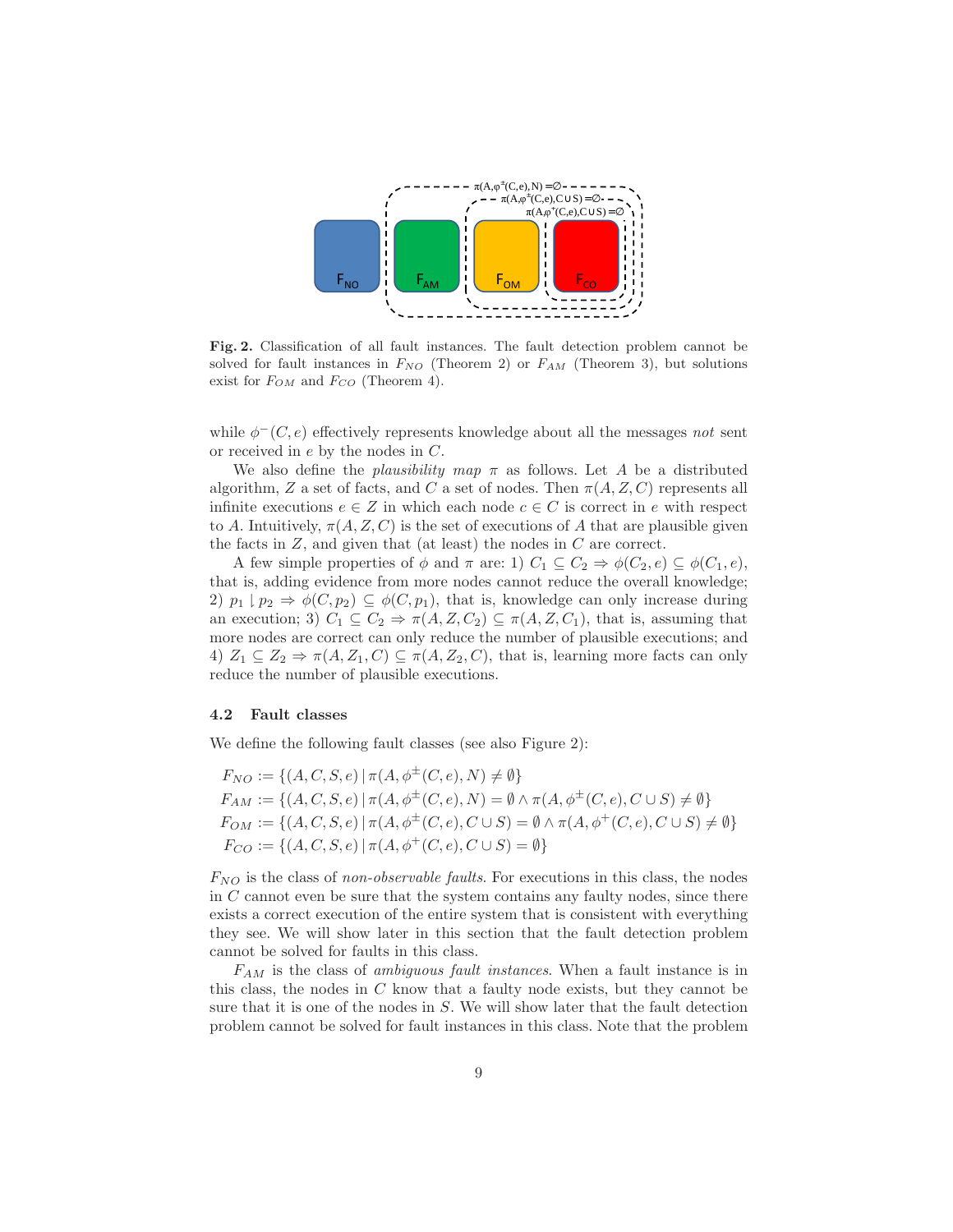**Fig. 2.** Classification of all fault instances. The fault detection problem cannot be solved for fault instances in $F_{NO}$ (Theorem 2) or $F_{AM}$ (Theorem 3), but solutions exist for $F_{OM}$ and $F_{CO}$ (Theorem 4).

while $\phi^-(C, e)$ effectively represents knowledge about all the messages *not* sent or received in $e$ by the nodes in $C$.

We also define the *plausibility map* $\pi$ as follows. Let $A$ be a distributed algorithm, $Z$ a set of facts, and $C$ a set of nodes. Then $\pi(A, Z, C)$ represents all infinite executions $e \in Z$ in which each node $c \in C$ is correct in $e$ with respect to $A$. Intuitively, $\pi(A, Z, C)$ is the set of executions of $A$ that are plausible given the facts in $Z$, and given that (at least) the nodes in $C$ are correct.

A few simple properties of $\phi$ and $\pi$ are: 1) $C_1 \subseteq C_2 \Rightarrow \phi(C_2, e) \subseteq \phi(C_1, e)$, that is, adding evidence from more nodes cannot reduce the overall knowledge; 2) $p_1 \mid p_2 \Rightarrow \phi(C, p_2) \subseteq \phi(C, p_1)$, that is, knowledge can only increase during an execution; 3) $C_1 \subseteq C_2 \Rightarrow \pi(A, Z, C_2) \subseteq \pi(A, Z, C_1)$, that is, assuming that more nodes are correct can only reduce the number of plausible executions; and 4) $Z_1 \subseteq Z_2 \Rightarrow \pi(A, Z_1, C) \subseteq \pi(A, Z_2, C)$, that is, learning more facts can only reduce the number of plausible executions.

### 4.2 Fault classes

We define the following fault classes (see also Figure 2):

$$
\begin{aligned}
F_{NO} &:= \{(A, C, S, e) \mid \pi(A, \phi^{\pm}(C, e), N) \neq \emptyset\} \\
F_{AM} &:= \{(A, C, S, e) \mid \pi(A, \phi^{\pm}(C, e), N) = \emptyset \wedge \pi(A, \phi^{\pm}(C, e), C \cup S) \neq \emptyset\} \\
F_{OM} &:= \{(A, C, S, e) \mid \pi(A, \phi^{\pm}(C, e), C \cup S) = \emptyset \wedge \pi(A, \phi^{+}(C, e), C \cup S) \neq \emptyset\} \\
F_{CO} &:= \{(A, C, S, e) \mid \pi(A, \phi^{+}(C, e), C \cup S) = \emptyset\}
\end{aligned}
$$

$F_{NO}$ is the class of *non-observable faults*. For executions in this class, the nodes in $C$ cannot even be sure that the system contains any faulty nodes, since there exists a correct execution of the entire system that is consistent with everything they see. We will show later in this section that the fault detection problem cannot be solved for faults in this class.

$F_{AM}$ is the class of *ambiguous fault instances*. When a fault instance is in this class, the nodes in $C$ know that a faulty node exists, but they cannot be sure that it is one of the nodes in $S$. We will show later that the fault detection problem cannot be solved for fault instances in this class. Note that the problem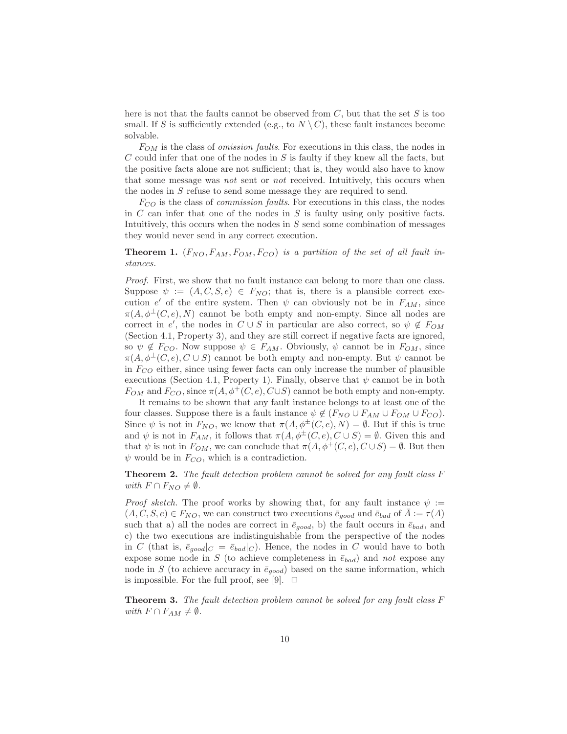here is not that the faults cannot be observed from $C$, but that the set $S$ is too small. If $S$ is sufficiently extended (e.g., to $N \setminus C$), these fault instances become solvable.

$F_{OM}$ is the class of *omission faults*. For executions in this class, the nodes in $C$ could infer that one of the nodes in $S$ is faulty if they knew all the facts, but the positive facts alone are not sufficient; that is, they would also have to know that some message was *not* sent or *not* received. Intuitively, this occurs when the nodes in $S$ refuse to send some message they are required to send.

$F_{CO}$ is the class of *commission faults*. For executions in this class, the nodes in $C$ can infer that one of the nodes in $S$ is faulty using only positive facts. Intuitively, this occurs when the nodes in $S$ send some combination of messages they would never send in any correct execution.

**Theorem 1.** *$(F_{NO}, F_{AM}, F_{OM}, F_{CO})$ is a partition of the set of all fault instances.*

*Proof.* First, we show that no fault instance can belong to more than one class. Suppose $\psi := (A, C, S, e) \in F_{NO}$; that is, there is a plausible correct execution $e'$ of the entire system. Then $\psi$ can obviously not be in $F_{AM}$, since $\pi(A, \phi^{\pm}(C, e), N)$ cannot be both empty and non-empty. Since all nodes are correct in $e'$, the nodes in $C \cup S$ in particular are also correct, so $\psi \notin F_{OM}$ (Section 4.1, Property 3), and they are still correct if negative facts are ignored, so $\psi \notin F_{CO}$. Now suppose $\psi \in F_{AM}$. Obviously, $\psi$ cannot be in $F_{OM}$, since $\pi(A, \phi^{\pm}(C, e), C \cup S)$ cannot be both empty and non-empty. But $\psi$ cannot be in $F_{CO}$ either, since using fewer facts can only increase the number of plausible executions (Section 4.1, Property 1). Finally, observe that $\psi$ cannot be in both $F_{OM}$ and $F_{CO}$, since $\pi(A, \phi^{+}(C, e), C \cup S)$ cannot be both empty and non-empty.

It remains to be shown that any fault instance belongs to at least one of the four classes. Suppose there is a fault instance $\psi \notin (F_{NO} \cup F_{AM} \cup F_{OM} \cup F_{CO})$. Since $\psi$ is not in $F_{NO}$, we know that $\pi(A, \phi^{\pm}(C, e), N) = \emptyset$. But if this is true and $\psi$ is not in $F_{AM}$, it follows that $\pi(A, \phi^{\pm}(C, e), C \cup S) = \emptyset$. Given this and that $\psi$ is not in $F_{OM}$, we can conclude that $\pi(A, \phi^{+}(C, e), C \cup S) = \emptyset$. But then $\psi$ would be in $F_{CO}$, which is a contradiction.

**Theorem 2.** *The fault detection problem cannot be solved for any fault class $F$ with $F \cap F_{NO} \neq \emptyset$.*

*Proof sketch.* The proof works by showing that, for any fault instance $\psi := (A, C, S, e) \in F_{NO}$, we can construct two executions $\bar{e}_{good}$ and $\bar{e}_{bad}$ of $\bar{A} := \tau(A)$ such that a) all the nodes are correct in $\bar{e}_{good}$, b) the fault occurs in $\bar{e}_{bad}$, and c) the two executions are indistinguishable from the perspective of the nodes in $C$ (that is, $\bar{e}_{good}|_C = \bar{e}_{bad}|_C$). Hence, the nodes in $C$ would have to both expose some node in $S$ (to achieve completeness in $\bar{e}_{bad}$) and *not* expose any node in $S$ (to achieve accuracy in $\bar{e}_{good}$) based on the same information, which is impossible. For the full proof, see [9]. □

**Theorem 3.** *The fault detection problem cannot be solved for any fault class $F$ with $F \cap F_{AM} \neq \emptyset$.*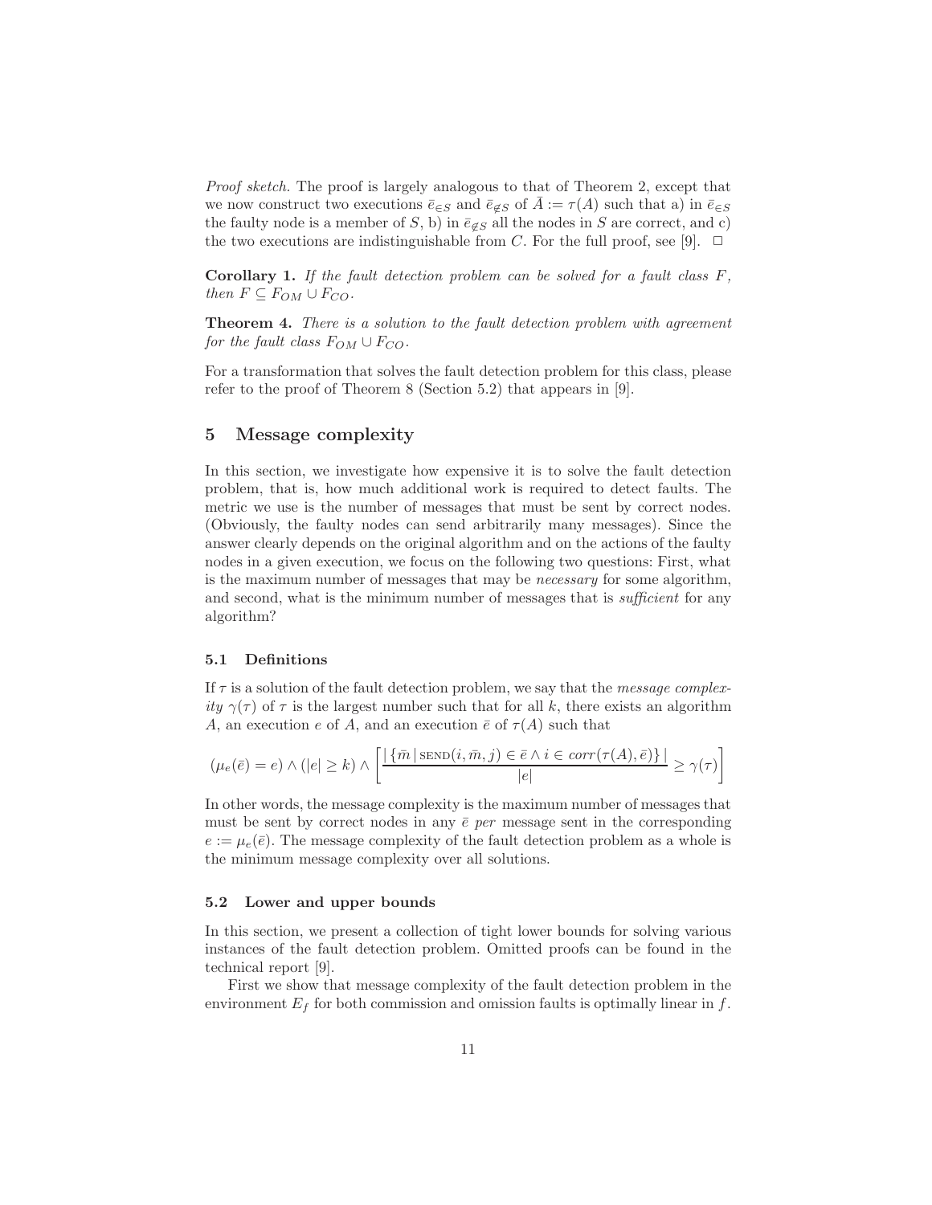*Proof sketch.* The proof is largely analogous to that of Theorem 2, except that we now construct two executions $\bar{e}_{\in S}$ and $\bar{e}_{\notin S}$ of $\bar{A} := \tau(A)$ such that a) in $\bar{e}_{\in S}$ the faulty node is a member of $S$, b) in $\bar{e}_{\notin S}$ all the nodes in $S$ are correct, and c) the two executions are indistinguishable from $C$. For the full proof, see [9]. □

**Corollary 1.** *If the fault detection problem can be solved for a fault class $F$, then $F \subseteq F_{OM} \cup F_{CO}$.*

**Theorem 4.** *There is a solution to the fault detection problem with agreement for the fault class $F_{OM} \cup F_{CO}$.*

For a transformation that solves the fault detection problem for this class, please refer to the proof of Theorem 8 (Section 5.2) that appears in [9].

## 5 Message complexity

In this section, we investigate how expensive it is to solve the fault detection problem, that is, how much additional work is required to detect faults. The metric we use is the number of messages that must be sent by correct nodes. (Obviously, the faulty nodes can send arbitrarily many messages). Since the answer clearly depends on the original algorithm and on the actions of the faulty nodes in a given execution, we focus on the following two questions: First, what is the maximum number of messages that may be *necessary* for some algorithm, and second, what is the minimum number of messages that is *sufficient* for any algorithm?

### 5.1 Definitions

If $\tau$ is a solution of the fault detection problem, we say that the *message complexity* $\gamma(\tau)$ of $\tau$ is the largest number such that for all $k$, there exists an algorithm $A$, an execution $e$ of $A$, and an execution $\bar{e}$ of $\tau(A)$ such that

$$(\mu_e(\bar{e}) = e) \wedge (|e| \geq k) \wedge \left[ \frac{|\{\bar{m} \mid \text{SEND}(i, \bar{m}, j) \in \bar{e} \wedge i \in corr(\tau(A), \bar{e})\}|}{|e|} \geq \gamma(\tau) \right]$$

In other words, the message complexity is the maximum number of messages that must be sent by correct nodes in any $\bar{e}$ *per* message sent in the corresponding $e := \mu_e(\bar{e})$. The message complexity of the fault detection problem as a whole is the minimum message complexity over all solutions.

### 5.2 Lower and upper bounds

In this section, we present a collection of tight lower bounds for solving various instances of the fault detection problem. Omitted proofs can be found in the technical report [9].

First we show that message complexity of the fault detection problem in the environment $E_f$ for both commission and omission faults is optimally linear in $f$.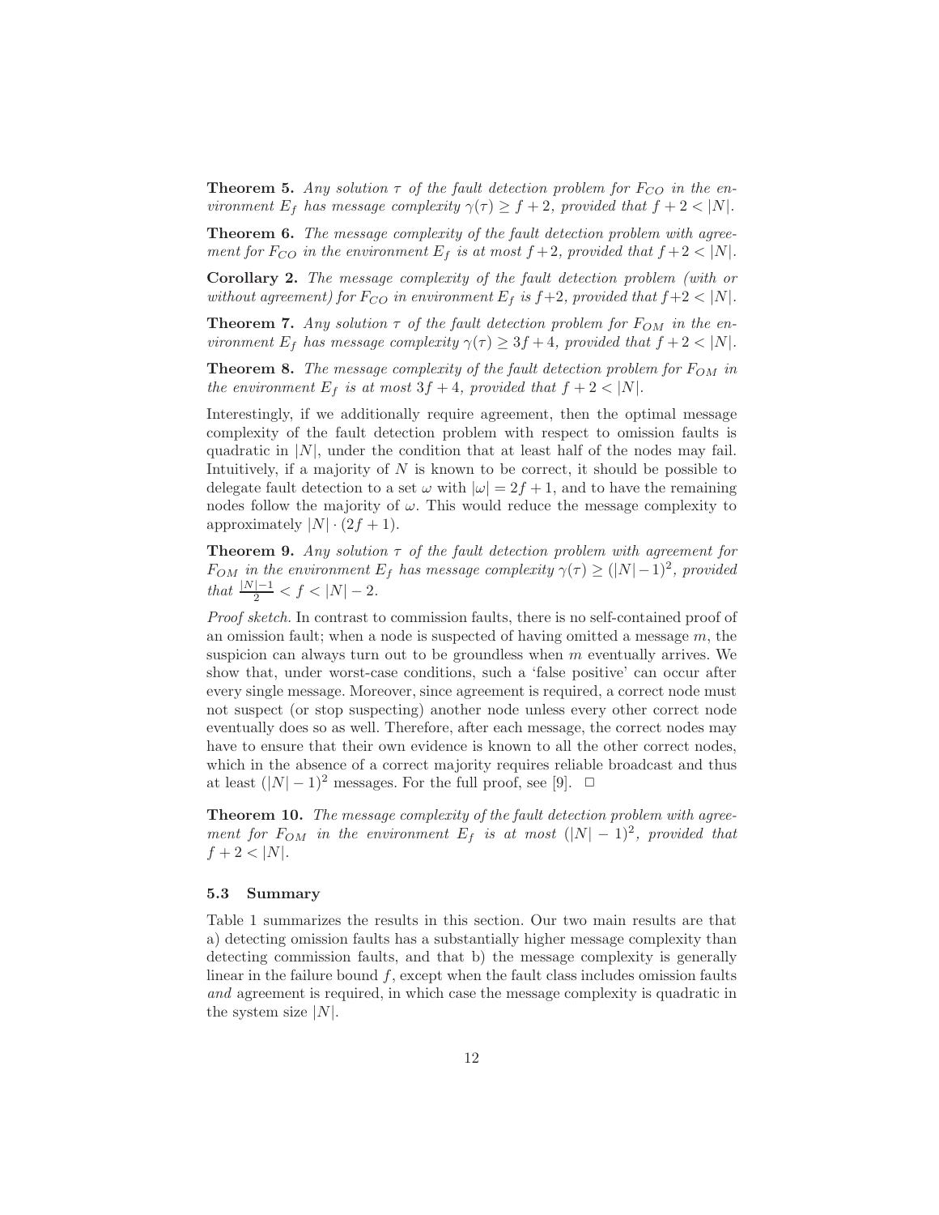**Theorem 5.** *Any solution $\tau$ of the fault detection problem for $F_{CO}$ in the environment $E_f$ has message complexity $\gamma(\tau) \geq f+2$, provided that $f+2 < |N|$.*

**Theorem 6.** *The message complexity of the fault detection problem with agreement for $F_{CO}$ in the environment $E_f$ is at most $f+2$, provided that $f+2 < |N|$.*

**Corollary 2.** *The message complexity of the fault detection problem (with or without agreement) for $F_{CO}$ in environment $E_f$ is $f+2$, provided that $f+2 < |N|$.*

**Theorem 7.** *Any solution $\tau$ of the fault detection problem for $F_{OM}$ in the environment $E_f$ has message complexity $\gamma(\tau) \geq 3f+4$, provided that $f+2 < |N|$.*

**Theorem 8.** *The message complexity of the fault detection problem for $F_{OM}$ in the environment $E_f$ is at most $3f+4$, provided that $f+2 < |N|$.*

Interestingly, if we additionally require agreement, then the optimal message complexity of the fault detection problem with respect to omission faults is quadratic in $|N|$, under the condition that at least half of the nodes may fail. Intuitively, if a majority of $N$ is known to be correct, it should be possible to delegate fault detection to a set $\omega$ with $|\omega| = 2f+1$, and to have the remaining nodes follow the majority of $\omega$. This would reduce the message complexity to approximately $|N| \cdot (2f+1)$.

**Theorem 9.** *Any solution $\tau$ of the fault detection problem with agreement for $F_{OM}$ in the environment $E_f$ has message complexity $\gamma(\tau) \geq (|N|-1)^2$, provided that $\frac{|N|-1}{2} < f < |N|-2$.*

*Proof sketch.* In contrast to commission faults, there is no self-contained proof of an omission fault; when a node is suspected of having omitted a message $m$, the suspicion can always turn out to be groundless when $m$ eventually arrives. We show that, under worst-case conditions, such a 'false positive' can occur after every single message. Moreover, since agreement is required, a correct node must not suspect (or stop suspecting) another node unless every other correct node eventually does so as well. Therefore, after each message, the correct nodes may have to ensure that their own evidence is known to all the other correct nodes, which in the absence of a correct majority requires reliable broadcast and thus at least $(|N|-1)^2$ messages. For the full proof, see [9]. □

**Theorem 10.** *The message complexity of the fault detection problem with agreement for $F_{OM}$ in the environment $E_f$ is at most $(|N|-1)^2$, provided that $f+2 < |N|$.*

### 5.3 Summary

Table 1 summarizes the results in this section. Our two main results are that a) detecting omission faults has a substantially higher message complexity than detecting commission faults, and that b) the message complexity is generally linear in the failure bound $f$, except when the fault class includes omission faults *and* agreement is required, in which case the message complexity is quadratic in the system size $|N|$.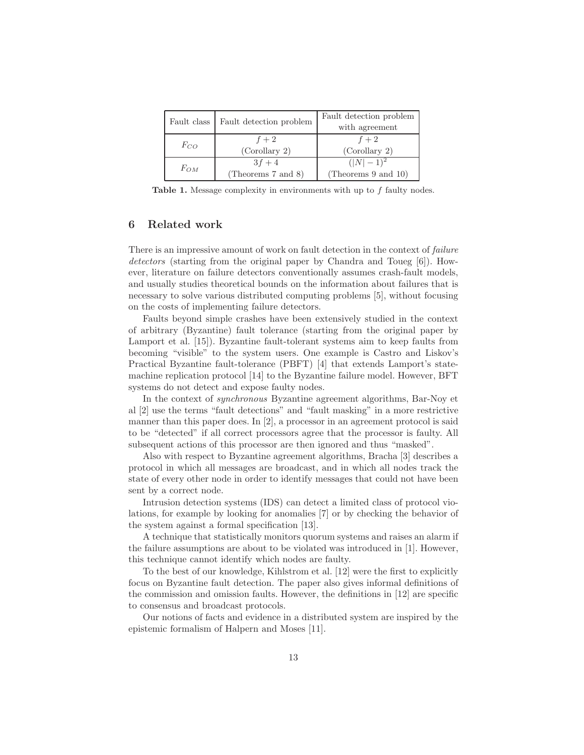| Fault class | Fault detection problem | Fault detection problem with agreement |
| --- | --- | --- |
| $F_{CO}$ | $f+2$ (Corollary 2) | $f+2$ (Corollary 2) |
| $F_{OM}$ | $3f+4$ (Theorems 7 and 8) | $(\vert N\vert-1)^2$ (Theorems 9 and 10) |

**Table 1.** Message complexity in environments with up to $f$ faulty nodes.

## 6 Related work

There is an impressive amount of work on fault detection in the context of *failure detectors* (starting from the original paper by Chandra and Toueg [6]). However, literature on failure detectors conventionally assumes crash-fault models, and usually studies theoretical bounds on the information about failures that is necessary to solve various distributed computing problems [5], without focusing on the costs of implementing failure detectors.

Faults beyond simple crashes have been extensively studied in the context of arbitrary (Byzantine) fault tolerance (starting from the original paper by Lamport et al. [15]). Byzantine fault-tolerant systems aim to keep faults from becoming "visible" to the system users. One example is Castro and Liskov's Practical Byzantine fault-tolerance (PBFT) [4] that extends Lamport's state-machine replication protocol [14] to the Byzantine failure model. However, BFT systems do not detect and expose faulty nodes.

In the context of *synchronous* Byzantine agreement algorithms, Bar-Noy et al [2] use the terms "fault detections" and "fault masking" in a more restrictive manner than this paper does. In [2], a processor in an agreement protocol is said to be "detected" if all correct processors agree that the processor is faulty. All subsequent actions of this processor are then ignored and thus "masked".

Also with respect to Byzantine agreement algorithms, Bracha [3] describes a protocol in which all messages are broadcast, and in which all nodes track the state of every other node in order to identify messages that could not have been sent by a correct node.

Intrusion detection systems (IDS) can detect a limited class of protocol violations, for example by looking for anomalies [7] or by checking the behavior of the system against a formal specification [13].

A technique that statistically monitors quorum systems and raises an alarm if the failure assumptions are about to be violated was introduced in [1]. However, this technique cannot identify which nodes are faulty.

To the best of our knowledge, Kihlstrom et al. [12] were the first to explicitly focus on Byzantine fault detection. The paper also gives informal definitions of the commission and omission faults. However, the definitions in [12] are specific to consensus and broadcast protocols.

Our notions of facts and evidence in a distributed system are inspired by the epistemic formalism of Halpern and Moses [11].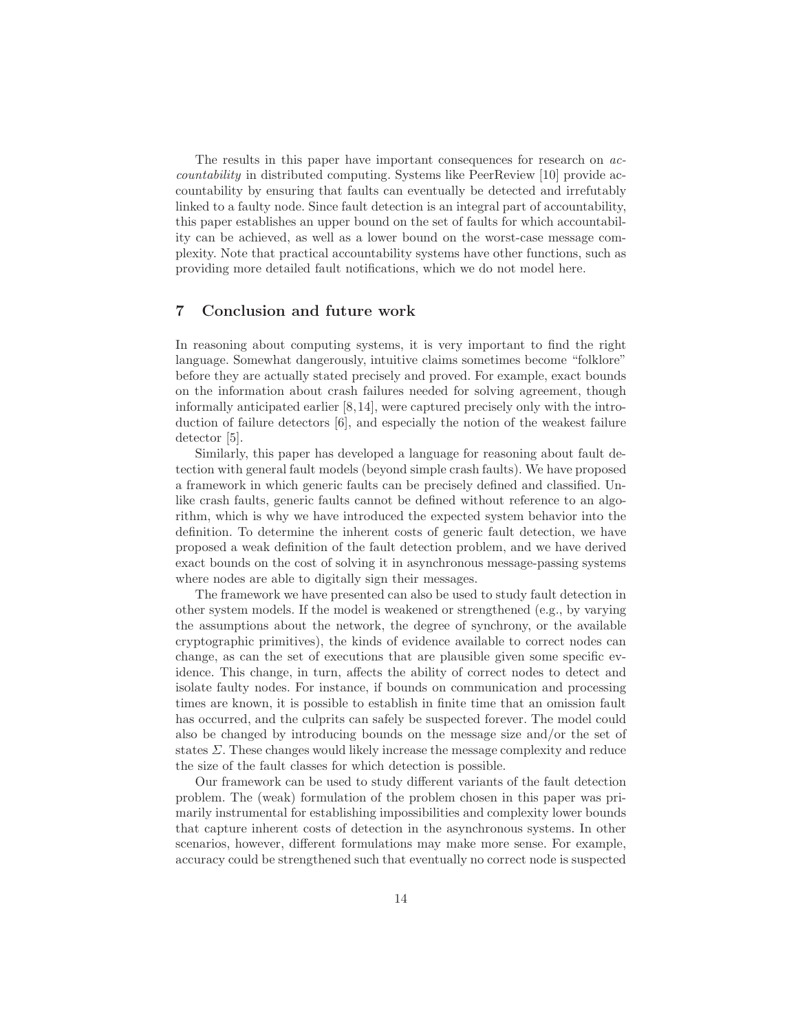The results in this paper have important consequences for research on *accountability* in distributed computing. Systems like PeerReview [10] provide accountability by ensuring that faults can eventually be detected and irrefutably linked to a faulty node. Since fault detection is an integral part of accountability, this paper establishes an upper bound on the set of faults for which accountability can be achieved, as well as a lower bound on the worst-case message complexity. Note that practical accountability systems have other functions, such as providing more detailed fault notifications, which we do not model here.

## 7 Conclusion and future work

In reasoning about computing systems, it is very important to find the right language. Somewhat dangerously, intuitive claims sometimes become "folklore" before they are actually stated precisely and proved. For example, exact bounds on the information about crash failures needed for solving agreement, though informally anticipated earlier [8,14], were captured precisely only with the introduction of failure detectors [6], and especially the notion of the weakest failure detector [5].

Similarly, this paper has developed a language for reasoning about fault detection with general fault models (beyond simple crash faults). We have proposed a framework in which generic faults can be precisely defined and classified. Unlike crash faults, generic faults cannot be defined without reference to an algorithm, which is why we have introduced the expected system behavior into the definition. To determine the inherent costs of generic fault detection, we have proposed a weak definition of the fault detection problem, and we have derived exact bounds on the cost of solving it in asynchronous message-passing systems where nodes are able to digitally sign their messages.

The framework we have presented can also be used to study fault detection in other system models. If the model is weakened or strengthened (e.g., by varying the assumptions about the network, the degree of synchrony, or the available cryptographic primitives), the kinds of evidence available to correct nodes can change, as can the set of executions that are plausible given some specific evidence. This change, in turn, affects the ability of correct nodes to detect and isolate faulty nodes. For instance, if bounds on communication and processing times are known, it is possible to establish in finite time that an omission fault has occurred, and the culprits can safely be suspected forever. The model could also be changed by introducing bounds on the message size and/or the set of states $\Sigma$. These changes would likely increase the message complexity and reduce the size of the fault classes for which detection is possible.

Our framework can be used to study different variants of the fault detection problem. The (weak) formulation of the problem chosen in this paper was primarily instrumental for establishing impossibilities and complexity lower bounds that capture inherent costs of detection in the asynchronous systems. In other scenarios, however, different formulations may make more sense. For example, accuracy could be strengthened such that eventually no correct node is suspected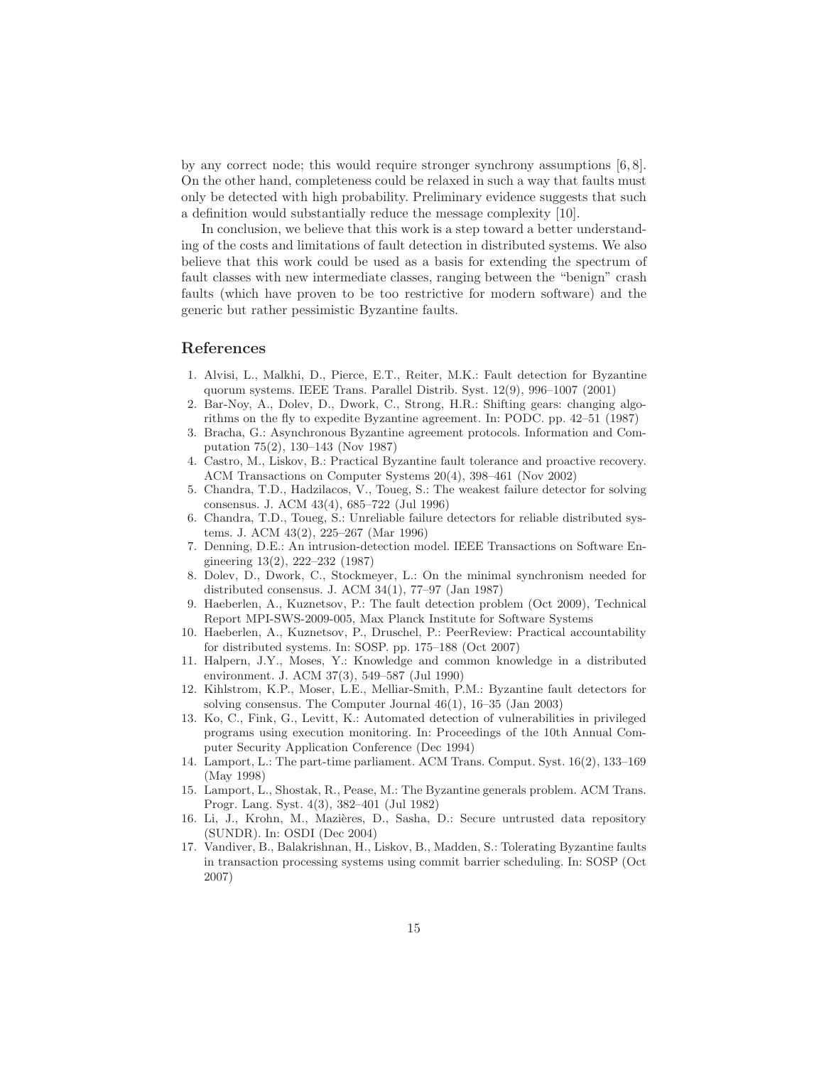by any correct node; this would require stronger synchrony assumptions [6, 8]. On the other hand, completeness could be relaxed in such a way that faults must only be detected with high probability. Preliminary evidence suggests that such a definition would substantially reduce the message complexity [10].

In conclusion, we believe that this work is a step toward a better understanding of the costs and limitations of fault detection in distributed systems. We also believe that this work could be used as a basis for extending the spectrum of fault classes with new intermediate classes, ranging between the "benign" crash faults (which have proven to be too restrictive for modern software) and the generic but rather pessimistic Byzantine faults.

## References

1. Alvisi, L., Malkhi, D., Pierce, E.T., Reiter, M.K.: Fault detection for Byzantine quorum systems. IEEE Trans. Parallel Distrib. Syst. 12(9), 996–1007 (2001)
2. Bar-Noy, A., Dolev, D., Dwork, C., Strong, H.R.: Shifting gears: changing algorithms on the fly to expedite Byzantine agreement. In: PODC. pp. 42–51 (1987)
3. Bracha, G.: Asynchronous Byzantine agreement protocols. Information and Computation 75(2), 130–143 (Nov 1987)
4. Castro, M., Liskov, B.: Practical Byzantine fault tolerance and proactive recovery. ACM Transactions on Computer Systems 20(4), 398–461 (Nov 2002)
5. Chandra, T.D., Hadzilacos, V., Toueg, S.: The weakest failure detector for solving consensus. J. ACM 43(4), 685–722 (Jul 1996)
6. Chandra, T.D., Toueg, S.: Unreliable failure detectors for reliable distributed systems. J. ACM 43(2), 225–267 (Mar 1996)
7. Denning, D.E.: An intrusion-detection model. IEEE Transactions on Software Engineering 13(2), 222–232 (1987)
8. Dolev, D., Dwork, C., Stockmeyer, L.: On the minimal synchronism needed for distributed consensus. J. ACM 34(1), 77–97 (Jan 1987)
9. Haeberlen, A., Kuznetsov, P.: The fault detection problem (Oct 2009), Technical Report MPI-SWS-2009-005, Max Planck Institute for Software Systems
10. Haeberlen, A., Kuznetsov, P., Druschel, P.: PeerReview: Practical accountability for distributed systems. In: SOSP. pp. 175–188 (Oct 2007)
11. Halpern, J.Y., Moses, Y.: Knowledge and common knowledge in a distributed environment. J. ACM 37(3), 549–587 (Jul 1990)
12. Kihlstrom, K.P., Moser, L.E., Melliar-Smith, P.M.: Byzantine fault detectors for solving consensus. The Computer Journal 46(1), 16–35 (Jan 2003)
13. Ko, C., Fink, G., Levitt, K.: Automated detection of vulnerabilities in privileged programs using execution monitoring. In: Proceedings of the 10th Annual Computer Security Application Conference (Dec 1994)
14. Lamport, L.: The part-time parliament. ACM Trans. Comput. Syst. 16(2), 133–169 (May 1998)
15. Lamport, L., Shostak, R., Pease, M.: The Byzantine generals problem. ACM Trans. Progr. Lang. Syst. 4(3), 382–401 (Jul 1982)
16. Li, J., Krohn, M., Mazières, D., Sasha, D.: Secure untrusted data repository (SUNDR). In: OSDI (Dec 2004)
17. Vandiver, B., Balakrishnan, H., Liskov, B., Madden, S.: Tolerating Byzantine faults in transaction processing systems using commit barrier scheduling. In: SOSP (Oct 2007)